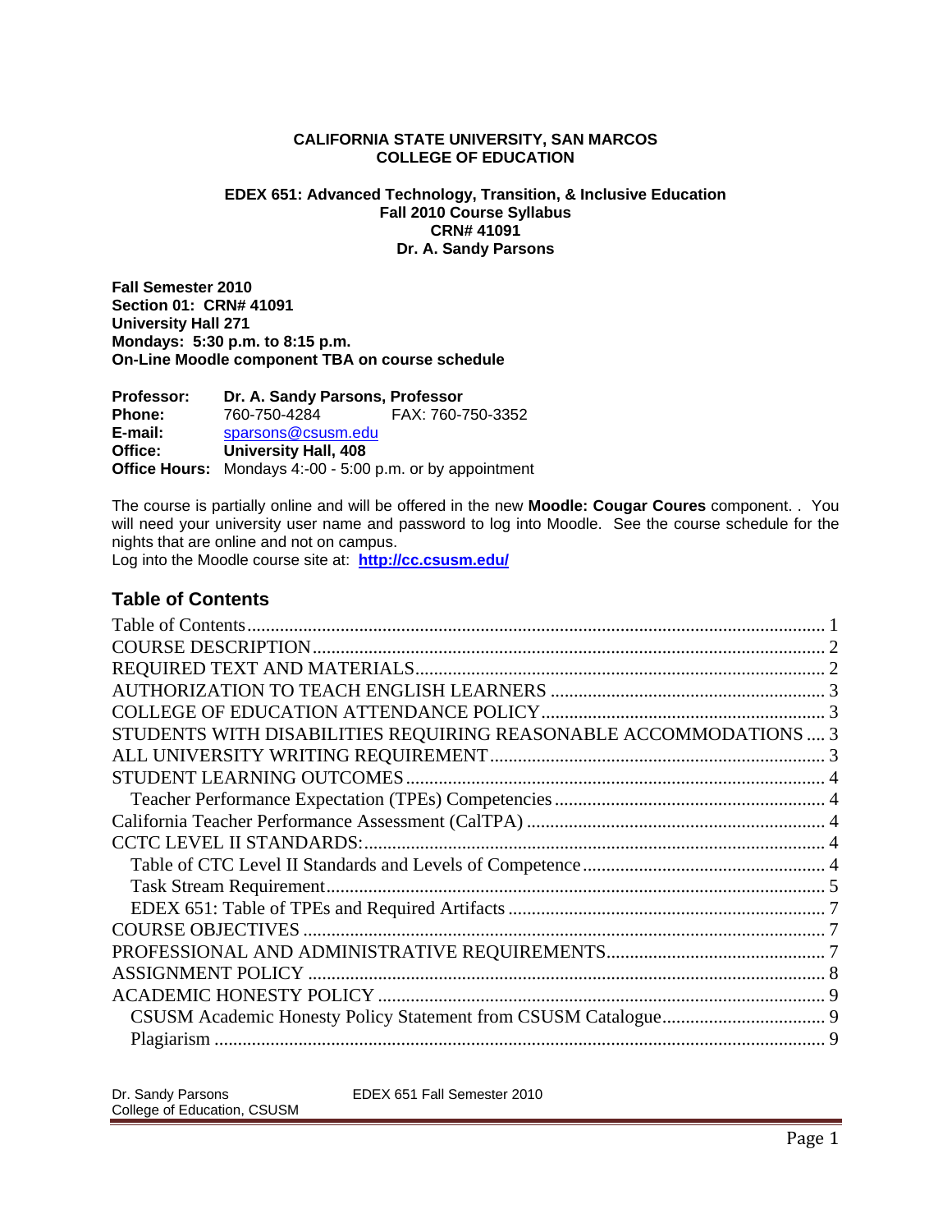**CALIFORNIA STATE UNIVERSITY, SAN MARCOS**
**COLLEGE OF EDUCATION**

**EDEX 651: Advanced Technology, Transition, & Inclusive Education**
**Fall 2010 Course Syllabus**
**CRN# 41091**
**Dr. A. Sandy Parsons**

**Fall Semester 2010**
**Section 01: CRN# 41091**
**University Hall 271**
**Mondays: 5:30 p.m. to 8:15 p.m.**
**On-Line Moodle component TBA on course schedule**

**Professor:** **Dr. A. Sandy Parsons, Professor**
**Phone:** 760-750-4284 FAX: 760-750-3352
**E-mail:** sparsons@csusm.edu
**Office:** **University Hall, 408**
**Office Hours:** Mondays 4:-00 - 5:00 p.m. or by appointment

The course is partially online and will be offered in the new **Moodle: Cougar Coures** component. . You will need your university user name and password to log into Moodle. See the course schedule for the nights that are online and not on campus.
Log into the Moodle course site at: **http://cc.csusm.edu/**

## Table of Contents

- Table of Contents ..... 1
- COURSE DESCRIPTION ..... 2
- REQUIRED TEXT AND MATERIALS ..... 2
- AUTHORIZATION TO TEACH ENGLISH LEARNERS ..... 3
- COLLEGE OF EDUCATION ATTENDANCE POLICY ..... 3
- STUDENTS WITH DISABILITIES REQUIRING REASONABLE ACCOMMODATIONS ..... 3
- ALL UNIVERSITY WRITING REQUIREMENT ..... 3
- STUDENT LEARNING OUTCOMES ..... 4
  - Teacher Performance Expectation (TPEs) Competencies ..... 4
- California Teacher Performance Assessment (CalTPA) ..... 4
- CCTC LEVEL II STANDARDS: ..... 4
  - Table of CTC Level II Standards and Levels of Competence ..... 4
  - Task Stream Requirement ..... 5
  - EDEX 651: Table of TPEs and Required Artifacts ..... 7
- COURSE OBJECTIVES ..... 7
- PROFESSIONAL AND ADMINISTRATIVE REQUIREMENTS ..... 7
- ASSIGNMENT POLICY ..... 8
- ACADEMIC HONESTY POLICY ..... 9
  - CSUSM Academic Honesty Policy Statement from CSUSM Catalogue ..... 9
  - Plagiarism ..... 9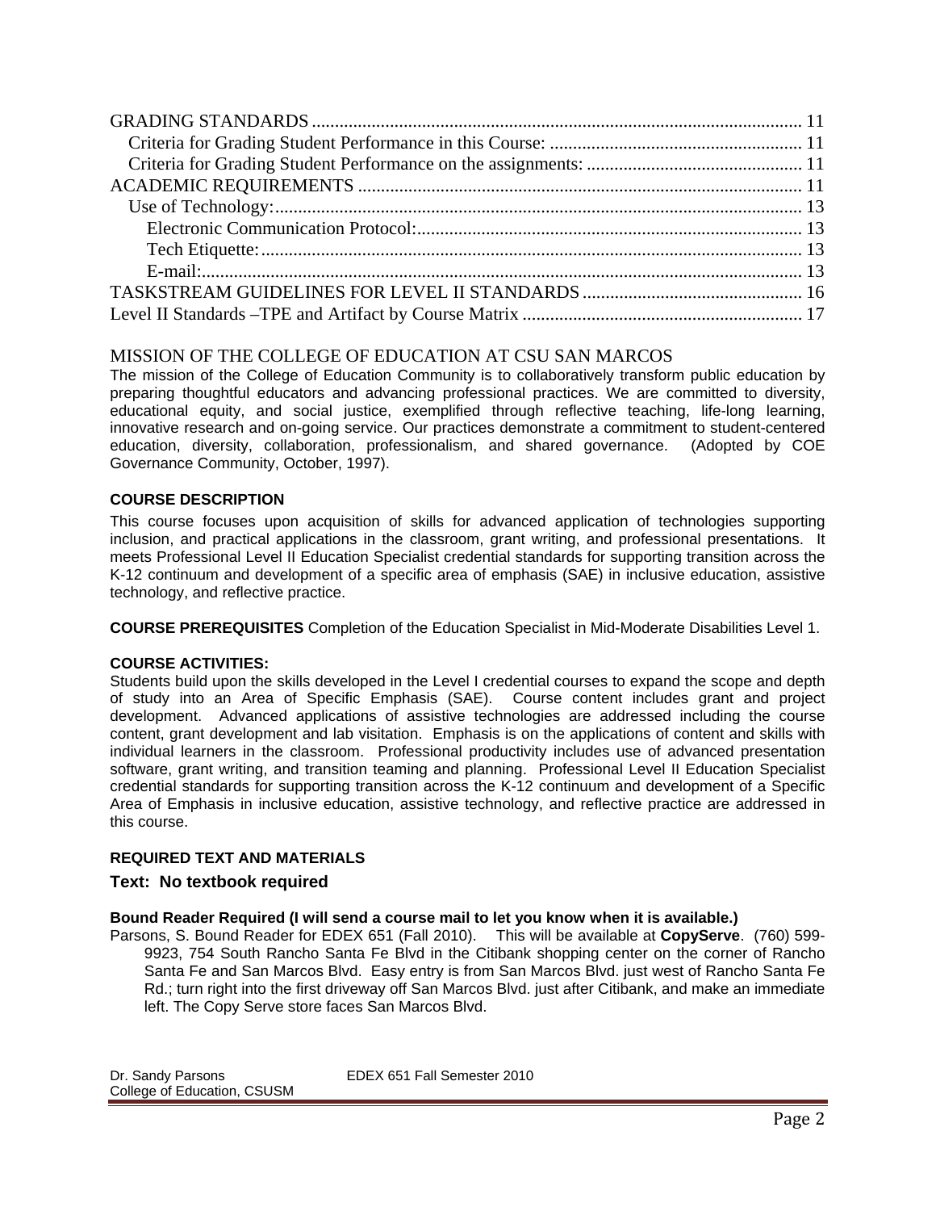GRADING STANDARDS ........................................................................................................ 11
  Criteria for Grading Student Performance in this Course: ...................................................... 11
  Criteria for Grading Student Performance on the assignments: .............................................. 11
ACADEMIC REQUIREMENTS ............................................................................................... 11
  Use of Technology:................................................................................................................. 13
    Electronic Communication Protocol:.................................................................................. 13
    Tech Etiquette:.................................................................................................................... 13
    E-mail:................................................................................................................................. 13
TASKSTREAM GUIDELINES FOR LEVEL II STANDARDS ............................................... 16
Level II Standards –TPE and Artifact by Course Matrix ............................................................ 17

## MISSION OF THE COLLEGE OF EDUCATION AT CSU SAN MARCOS

The mission of the College of Education Community is to collaboratively transform public education by preparing thoughtful educators and advancing professional practices. We are committed to diversity, educational equity, and social justice, exemplified through reflective teaching, life-long learning, innovative research and on-going service. Our practices demonstrate a commitment to student-centered education, diversity, collaboration, professionalism, and shared governance. (Adopted by COE Governance Community, October, 1997).

### COURSE DESCRIPTION

This course focuses upon acquisition of skills for advanced application of technologies supporting inclusion, and practical applications in the classroom, grant writing, and professional presentations. It meets Professional Level II Education Specialist credential standards for supporting transition across the K-12 continuum and development of a specific area of emphasis (SAE) in inclusive education, assistive technology, and reflective practice.

**COURSE PREREQUISITES** Completion of the Education Specialist in Mid-Moderate Disabilities Level 1.

### COURSE ACTIVITIES:

Students build upon the skills developed in the Level I credential courses to expand the scope and depth of study into an Area of Specific Emphasis (SAE). Course content includes grant and project development. Advanced applications of assistive technologies are addressed including the course content, grant development and lab visitation. Emphasis is on the applications of content and skills with individual learners in the classroom. Professional productivity includes use of advanced presentation software, grant writing, and transition teaming and planning. Professional Level II Education Specialist credential standards for supporting transition across the K-12 continuum and development of a Specific Area of Emphasis in inclusive education, assistive technology, and reflective practice are addressed in this course.

### REQUIRED TEXT AND MATERIALS

**Text: No textbook required**

**Bound Reader Required (I will send a course mail to let you know when it is available.)**

Parsons, S. Bound Reader for EDEX 651 (Fall 2010). This will be available at **CopyServe**. (760) 599-9923, 754 South Rancho Santa Fe Blvd in the Citibank shopping center on the corner of Rancho Santa Fe and San Marcos Blvd. Easy entry is from San Marcos Blvd. just west of Rancho Santa Fe Rd.; turn right into the first driveway off San Marcos Blvd. just after Citibank, and make an immediate left. The Copy Serve store faces San Marcos Blvd.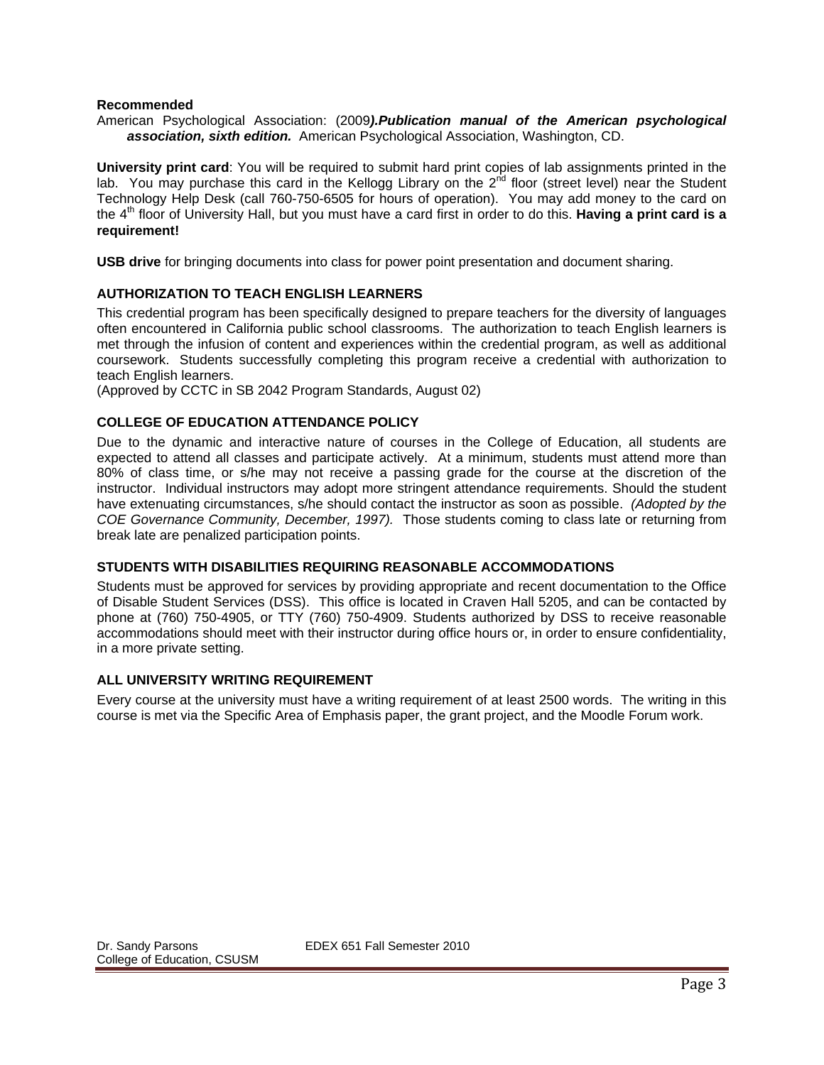**Recommended**

American Psychological Association: (2009***).Publication manual of the American psychological association, sixth edition.*** American Psychological Association, Washington, CD.

**University print card**: You will be required to submit hard print copies of lab assignments printed in the lab. You may purchase this card in the Kellogg Library on the 2nd floor (street level) near the Student Technology Help Desk (call 760-750-6505 for hours of operation). You may add money to the card on the 4th floor of University Hall, but you must have a card first in order to do this. **Having a print card is a requirement!**

**USB drive** for bringing documents into class for power point presentation and document sharing.

### AUTHORIZATION TO TEACH ENGLISH LEARNERS

This credential program has been specifically designed to prepare teachers for the diversity of languages often encountered in California public school classrooms. The authorization to teach English learners is met through the infusion of content and experiences within the credential program, as well as additional coursework. Students successfully completing this program receive a credential with authorization to teach English learners.
(Approved by CCTC in SB 2042 Program Standards, August 02)

### COLLEGE OF EDUCATION ATTENDANCE POLICY

Due to the dynamic and interactive nature of courses in the College of Education, all students are expected to attend all classes and participate actively. At a minimum, students must attend more than 80% of class time, or s/he may not receive a passing grade for the course at the discretion of the instructor. Individual instructors may adopt more stringent attendance requirements. Should the student have extenuating circumstances, s/he should contact the instructor as soon as possible. *(Adopted by the COE Governance Community, December, 1997).* Those students coming to class late or returning from break late are penalized participation points.

### STUDENTS WITH DISABILITIES REQUIRING REASONABLE ACCOMMODATIONS

Students must be approved for services by providing appropriate and recent documentation to the Office of Disable Student Services (DSS). This office is located in Craven Hall 5205, and can be contacted by phone at (760) 750-4905, or TTY (760) 750-4909. Students authorized by DSS to receive reasonable accommodations should meet with their instructor during office hours or, in order to ensure confidentiality, in a more private setting.

### ALL UNIVERSITY WRITING REQUIREMENT

Every course at the university must have a writing requirement of at least 2500 words. The writing in this course is met via the Specific Area of Emphasis paper, the grant project, and the Moodle Forum work.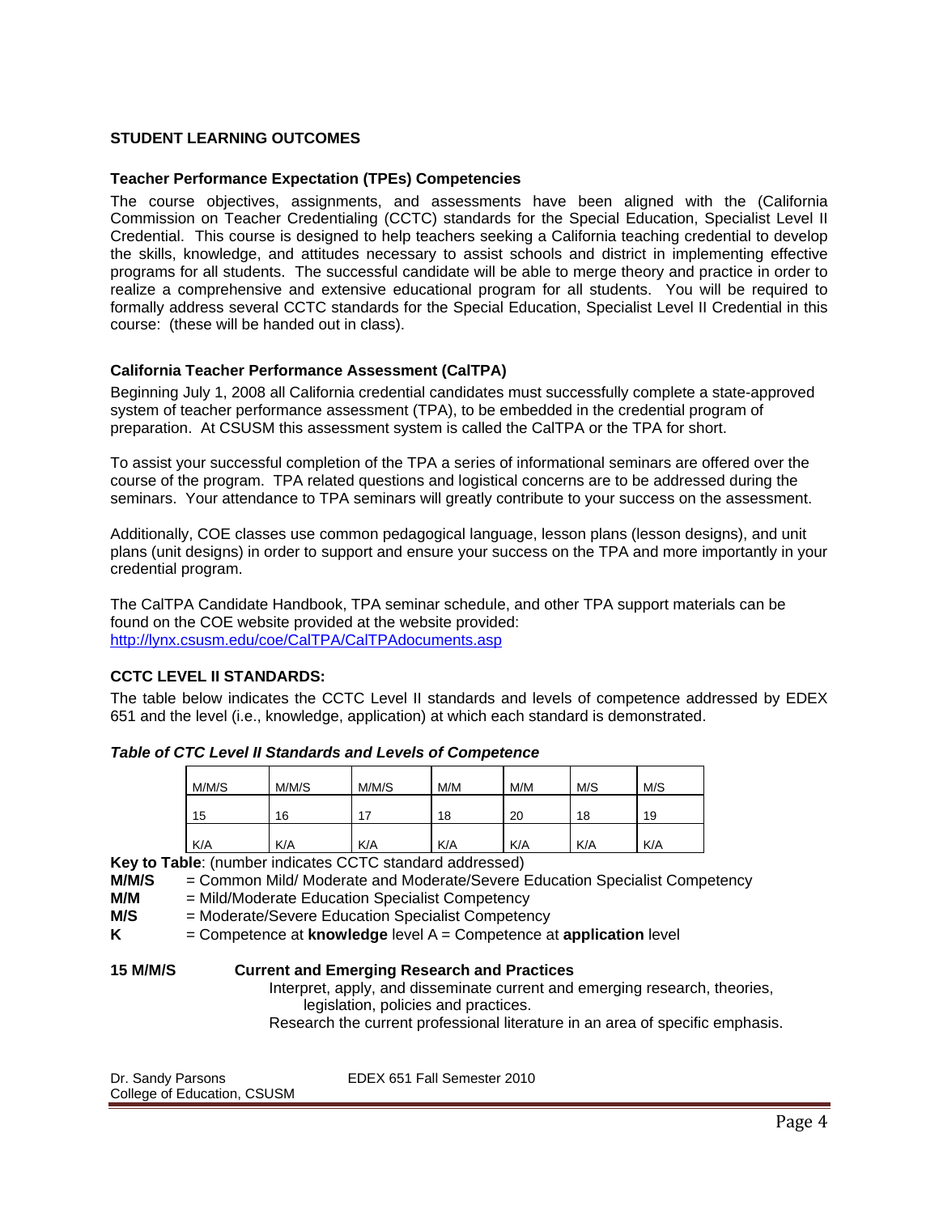### STUDENT LEARNING OUTCOMES

#### Teacher Performance Expectation (TPEs) Competencies

The course objectives, assignments, and assessments have been aligned with the (California Commission on Teacher Credentialing (CCTC) standards for the Special Education, Specialist Level II Credential. This course is designed to help teachers seeking a California teaching credential to develop the skills, knowledge, and attitudes necessary to assist schools and district in implementing effective programs for all students. The successful candidate will be able to merge theory and practice in order to realize a comprehensive and extensive educational program for all students. You will be required to formally address several CCTC standards for the Special Education, Specialist Level II Credential in this course: (these will be handed out in class).

#### California Teacher Performance Assessment (CalTPA)

Beginning July 1, 2008 all California credential candidates must successfully complete a state-approved system of teacher performance assessment (TPA), to be embedded in the credential program of preparation. At CSUSM this assessment system is called the CalTPA or the TPA for short.

To assist your successful completion of the TPA a series of informational seminars are offered over the course of the program. TPA related questions and logistical concerns are to be addressed during the seminars. Your attendance to TPA seminars will greatly contribute to your success on the assessment.

Additionally, COE classes use common pedagogical language, lesson plans (lesson designs), and unit plans (unit designs) in order to support and ensure your success on the TPA and more importantly in your credential program.

The CalTPA Candidate Handbook, TPA seminar schedule, and other TPA support materials can be found on the COE website provided at the website provided:
http://lynx.csusm.edu/coe/CalTPA/CalTPAdocuments.asp

#### CCTC LEVEL II STANDARDS:

The table below indicates the CCTC Level II standards and levels of competence addressed by EDEX 651 and the level (i.e., knowledge, application) at which each standard is demonstrated.

***Table of CTC Level II Standards and Levels of Competence***

| M/M/S | M/M/S | M/M/S | M/M | M/M | M/S | M/S |
|---|---|---|---|---|---|---|
| 15 | 16 | 17 | 18 | 20 | 18 | 19 |
| K/A | K/A | K/A | K/A | K/A | K/A | K/A |

**Key to Table**: (number indicates CCTC standard addressed)

**M/M/S** = Common Mild/ Moderate and Moderate/Severe Education Specialist Competency
**M/M** = Mild/Moderate Education Specialist Competency
**M/S** = Moderate/Severe Education Specialist Competency
**K** = Competence at **knowledge** level A = Competence at **application** level

**15 M/M/S** **Current and Emerging Research and Practices**

Interpret, apply, and disseminate current and emerging research, theories, legislation, policies and practices.
Research the current professional literature in an area of specific emphasis.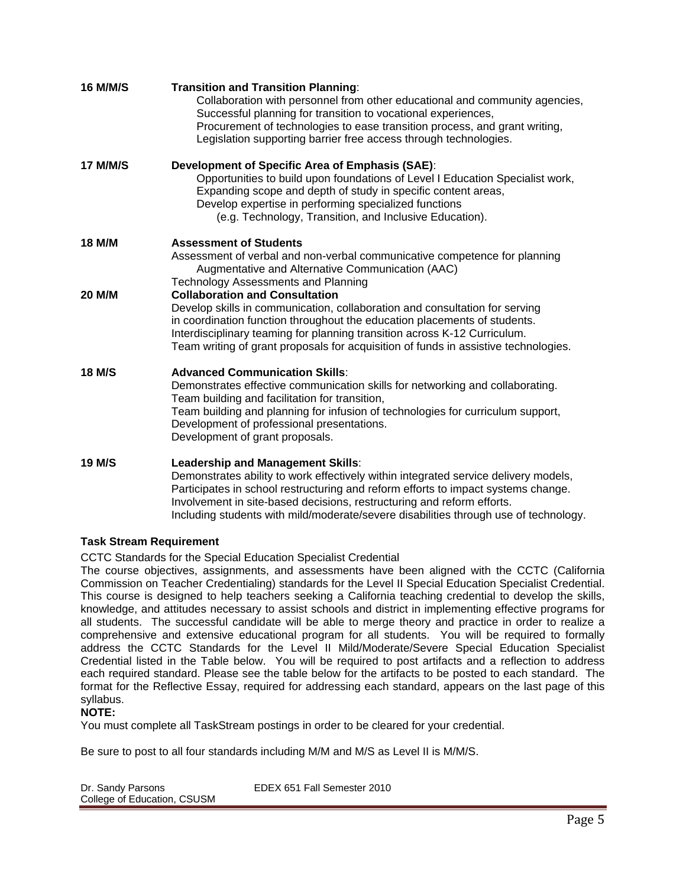**16 M/M/S** **Transition and Transition Planning**:
Collaboration with personnel from other educational and community agencies,
Successful planning for transition to vocational experiences,
Procurement of technologies to ease transition process, and grant writing,
Legislation supporting barrier free access through technologies.

**17 M/M/S** **Development of Specific Area of Emphasis (SAE)**:
Opportunities to build upon foundations of Level I Education Specialist work,
Expanding scope and depth of study in specific content areas,
Develop expertise in performing specialized functions
(e.g. Technology, Transition, and Inclusive Education).

**18 M/M** **Assessment of Students**
Assessment of verbal and non-verbal communicative competence for planning
Augmentative and Alternative Communication (AAC)
Technology Assessments and Planning

**20 M/M** **Collaboration and Consultation**
Develop skills in communication, collaboration and consultation for serving
in coordination function throughout the education placements of students.
Interdisciplinary teaming for planning transition across K-12 Curriculum.
Team writing of grant proposals for acquisition of funds in assistive technologies.

**18 M/S** **Advanced Communication Skills**:
Demonstrates effective communication skills for networking and collaborating.
Team building and facilitation for transition,
Team building and planning for infusion of technologies for curriculum support,
Development of professional presentations.
Development of grant proposals.

**19 M/S** **Leadership and Management Skills**:
Demonstrates ability to work effectively within integrated service delivery models,
Participates in school restructuring and reform efforts to impact systems change.
Involvement in site-based decisions, restructuring and reform efforts.
Including students with mild/moderate/severe disabilities through use of technology.

**Task Stream Requirement**

CCTC Standards for the Special Education Specialist Credential

The course objectives, assignments, and assessments have been aligned with the CCTC (California Commission on Teacher Credentialing) standards for the Level II Special Education Specialist Credential. This course is designed to help teachers seeking a California teaching credential to develop the skills, knowledge, and attitudes necessary to assist schools and district in implementing effective programs for all students. The successful candidate will be able to merge theory and practice in order to realize a comprehensive and extensive educational program for all students. You will be required to formally address the CCTC Standards for the Level II Mild/Moderate/Severe Special Education Specialist Credential listed in the Table below. You will be required to post artifacts and a reflection to address each required standard. Please see the table below for the artifacts to be posted to each standard. The format for the Reflective Essay, required for addressing each standard, appears on the last page of this syllabus.

**NOTE:**

You must complete all TaskStream postings in order to be cleared for your credential.

Be sure to post to all four standards including M/M and M/S as Level II is M/M/S.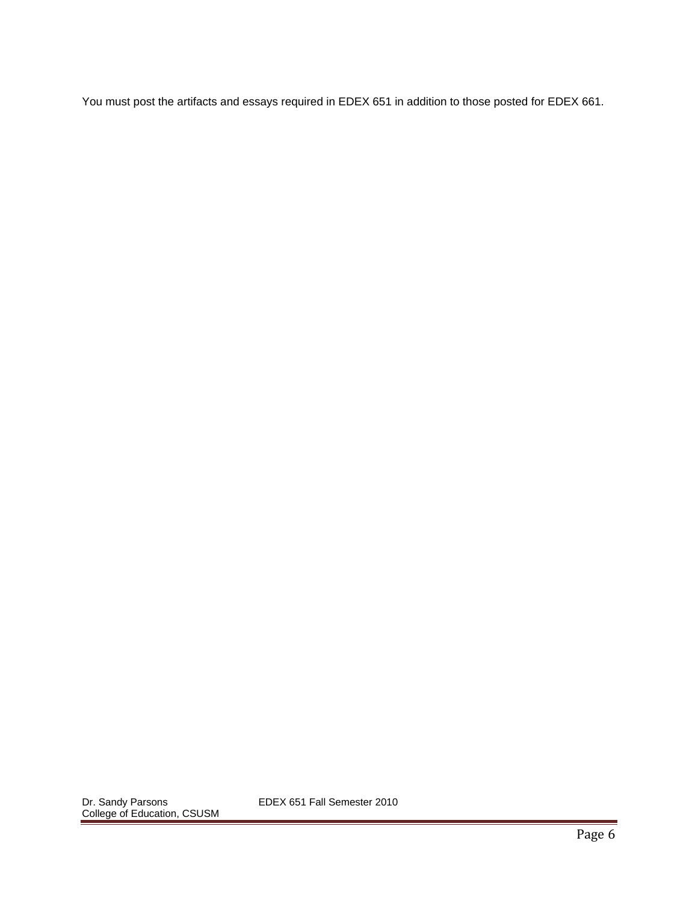You must post the artifacts and essays required in EDEX 651 in addition to those posted for EDEX 661.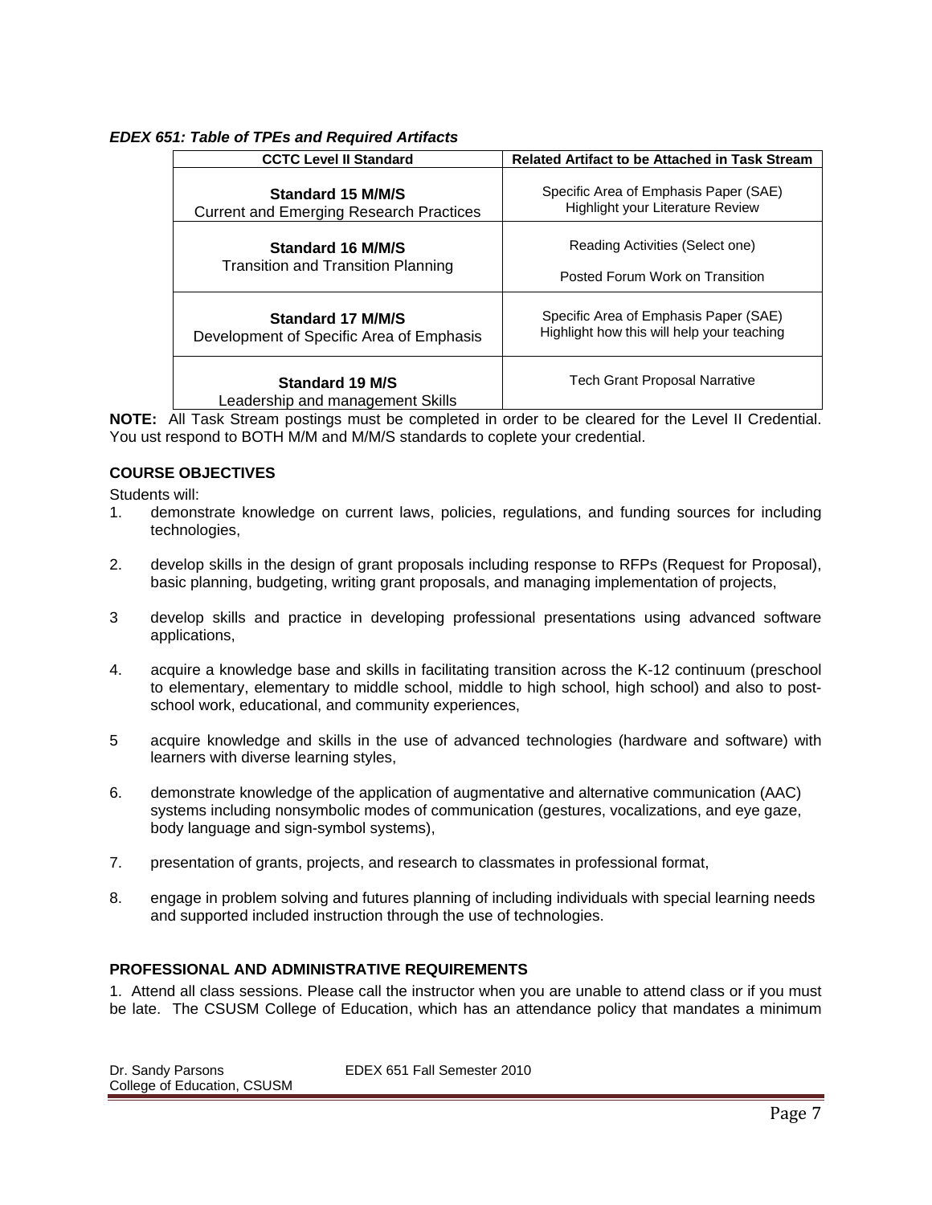*EDEX 651: Table of TPEs and Required Artifacts*

| CCTC Level II Standard | Related Artifact to be Attached in Task Stream |
|---|---|
| **Standard 15 M/M/S** Current and Emerging Research Practices | Specific Area of Emphasis Paper (SAE) Highlight your Literature Review |
| **Standard 16 M/M/S** Transition and Transition Planning | Reading Activities (Select one) Posted Forum Work on Transition |
| **Standard 17 M/M/S** Development of Specific Area of Emphasis | Specific Area of Emphasis Paper (SAE) Highlight how this will help your teaching |
| **Standard 19 M/S** Leadership and management Skills | Tech Grant Proposal Narrative |

**NOTE:** All Task Stream postings must be completed in order to be cleared for the Level II Credential. You ust respond to BOTH M/M and M/M/S standards to coplete your credential.

### COURSE OBJECTIVES

Students will:

1. demonstrate knowledge on current laws, policies, regulations, and funding sources for including technologies,

2. develop skills in the design of grant proposals including response to RFPs (Request for Proposal), basic planning, budgeting, writing grant proposals, and managing implementation of projects,

3 develop skills and practice in developing professional presentations using advanced software applications,

4. acquire a knowledge base and skills in facilitating transition across the K-12 continuum (preschool to elementary, elementary to middle school, middle to high school, high school) and also to post-school work, educational, and community experiences,

5 acquire knowledge and skills in the use of advanced technologies (hardware and software) with learners with diverse learning styles,

6. demonstrate knowledge of the application of augmentative and alternative communication (AAC) systems including nonsymbolic modes of communication (gestures, vocalizations, and eye gaze, body language and sign-symbol systems),

7. presentation of grants, projects, and research to classmates in professional format,

8. engage in problem solving and futures planning of including individuals with special learning needs and supported included instruction through the use of technologies.

### PROFESSIONAL AND ADMINISTRATIVE REQUIREMENTS

1. Attend all class sessions. Please call the instructor when you are unable to attend class or if you must be late. The CSUSM College of Education, which has an attendance policy that mandates a minimum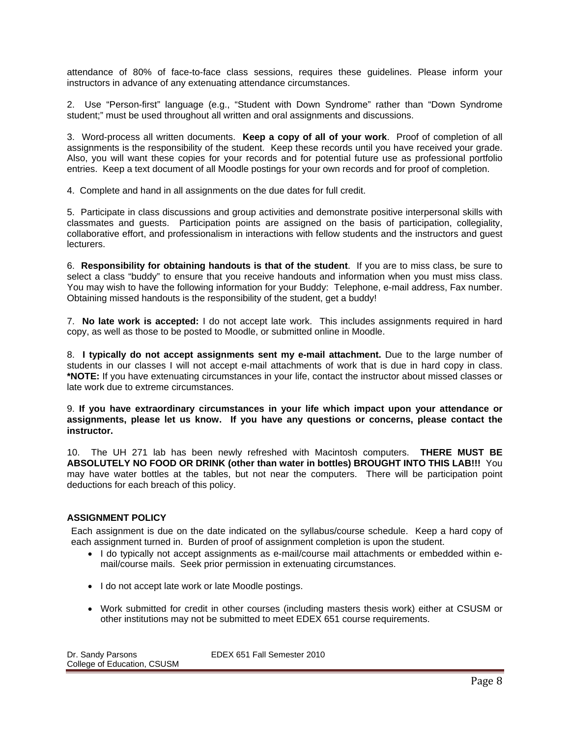attendance of 80% of face-to-face class sessions, requires these guidelines. Please inform your instructors in advance of any extenuating attendance circumstances.

2. Use "Person-first" language (e.g., "Student with Down Syndrome" rather than "Down Syndrome student;" must be used throughout all written and oral assignments and discussions.

3. Word-process all written documents. **Keep a copy of all of your work**. Proof of completion of all assignments is the responsibility of the student. Keep these records until you have received your grade. Also, you will want these copies for your records and for potential future use as professional portfolio entries. Keep a text document of all Moodle postings for your own records and for proof of completion.

4. Complete and hand in all assignments on the due dates for full credit.

5. Participate in class discussions and group activities and demonstrate positive interpersonal skills with classmates and guests. Participation points are assigned on the basis of participation, collegiality, collaborative effort, and professionalism in interactions with fellow students and the instructors and guest lecturers.

6. **Responsibility for obtaining handouts is that of the student**. If you are to miss class, be sure to select a class "buddy" to ensure that you receive handouts and information when you must miss class. You may wish to have the following information for your Buddy: Telephone, e-mail address, Fax number. Obtaining missed handouts is the responsibility of the student, get a buddy!

7. **No late work is accepted:** I do not accept late work. This includes assignments required in hard copy, as well as those to be posted to Moodle, or submitted online in Moodle.

8. **I typically do not accept assignments sent my e-mail attachment.** Due to the large number of students in our classes I will not accept e-mail attachments of work that is due in hard copy in class. ***NOTE:** If you have extenuating circumstances in your life, contact the instructor about missed classes or late work due to extreme circumstances.

9. **If you have extraordinary circumstances in your life which impact upon your attendance or assignments, please let us know. If you have any questions or concerns, please contact the instructor.**

10. The UH 271 lab has been newly refreshed with Macintosh computers. **THERE MUST BE ABSOLUTELY NO FOOD OR DRINK (other than water in bottles) BROUGHT INTO THIS LAB!!!** You may have water bottles at the tables, but not near the computers. There will be participation point deductions for each breach of this policy.

**ASSIGNMENT POLICY**

Each assignment is due on the date indicated on the syllabus/course schedule. Keep a hard copy of each assignment turned in. Burden of proof of assignment completion is upon the student.

- I do typically not accept assignments as e-mail/course mail attachments or embedded within e-mail/course mails. Seek prior permission in extenuating circumstances.
- I do not accept late work or late Moodle postings.
- Work submitted for credit in other courses (including masters thesis work) either at CSUSM or other institutions may not be submitted to meet EDEX 651 course requirements.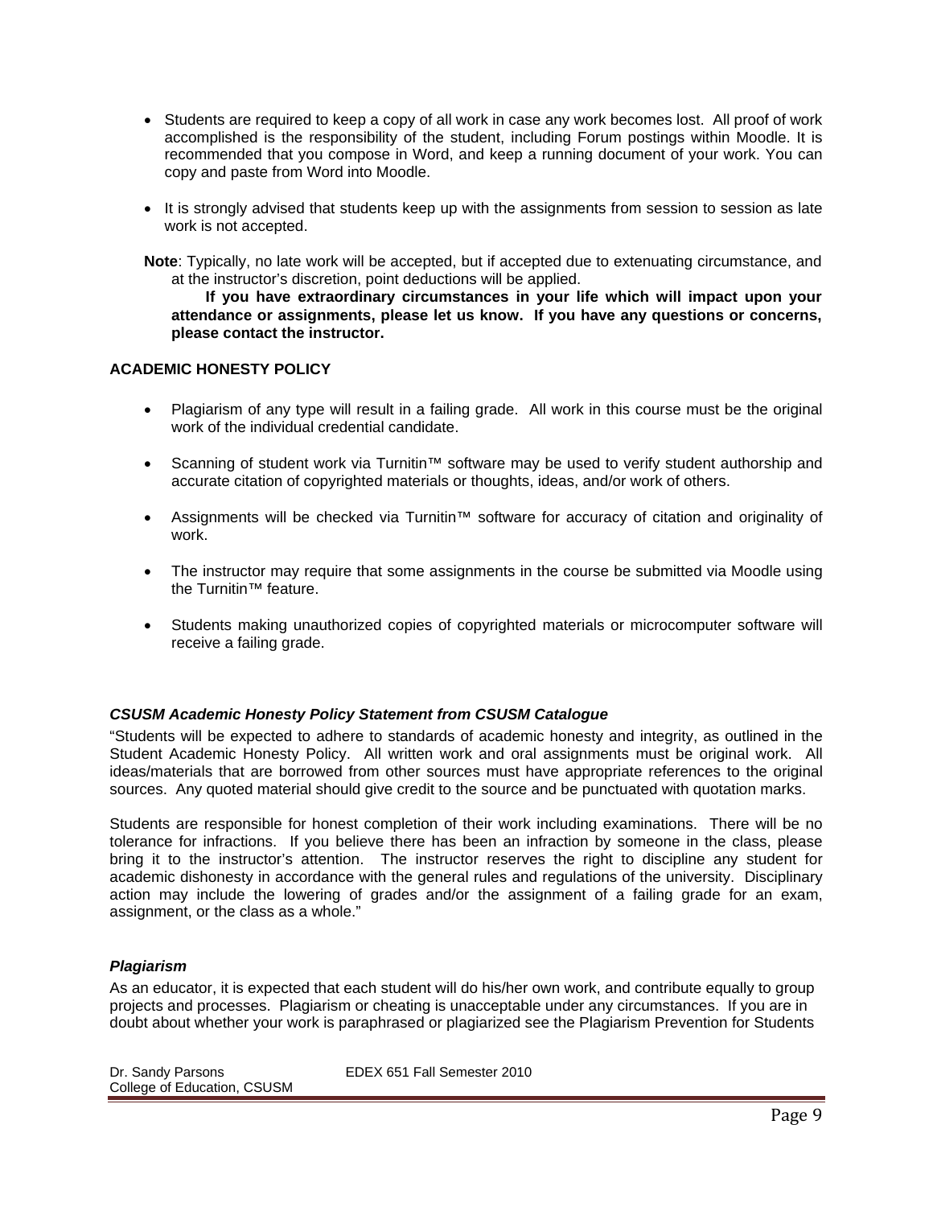- Students are required to keep a copy of all work in case any work becomes lost. All proof of work accomplished is the responsibility of the student, including Forum postings within Moodle. It is recommended that you compose in Word, and keep a running document of your work. You can copy and paste from Word into Moodle.

- It is strongly advised that students keep up with the assignments from session to session as late work is not accepted.

**Note**: Typically, no late work will be accepted, but if accepted due to extenuating circumstance, and at the instructor's discretion, point deductions will be applied.

**If you have extraordinary circumstances in your life which will impact upon your attendance or assignments, please let us know. If you have any questions or concerns, please contact the instructor.**

**ACADEMIC HONESTY POLICY**

- Plagiarism of any type will result in a failing grade. All work in this course must be the original work of the individual credential candidate.

- Scanning of student work via Turnitin™ software may be used to verify student authorship and accurate citation of copyrighted materials or thoughts, ideas, and/or work of others.

- Assignments will be checked via Turnitin™ software for accuracy of citation and originality of work.

- The instructor may require that some assignments in the course be submitted via Moodle using the Turnitin™ feature.

- Students making unauthorized copies of copyrighted materials or microcomputer software will receive a failing grade.

***CSUSM Academic Honesty Policy Statement from CSUSM Catalogue***

"Students will be expected to adhere to standards of academic honesty and integrity, as outlined in the Student Academic Honesty Policy. All written work and oral assignments must be original work. All ideas/materials that are borrowed from other sources must have appropriate references to the original sources. Any quoted material should give credit to the source and be punctuated with quotation marks.

Students are responsible for honest completion of their work including examinations. There will be no tolerance for infractions. If you believe there has been an infraction by someone in the class, please bring it to the instructor's attention. The instructor reserves the right to discipline any student for academic dishonesty in accordance with the general rules and regulations of the university. Disciplinary action may include the lowering of grades and/or the assignment of a failing grade for an exam, assignment, or the class as a whole."

***Plagiarism***

As an educator, it is expected that each student will do his/her own work, and contribute equally to group projects and processes. Plagiarism or cheating is unacceptable under any circumstances. If you are in doubt about whether your work is paraphrased or plagiarized see the Plagiarism Prevention for Students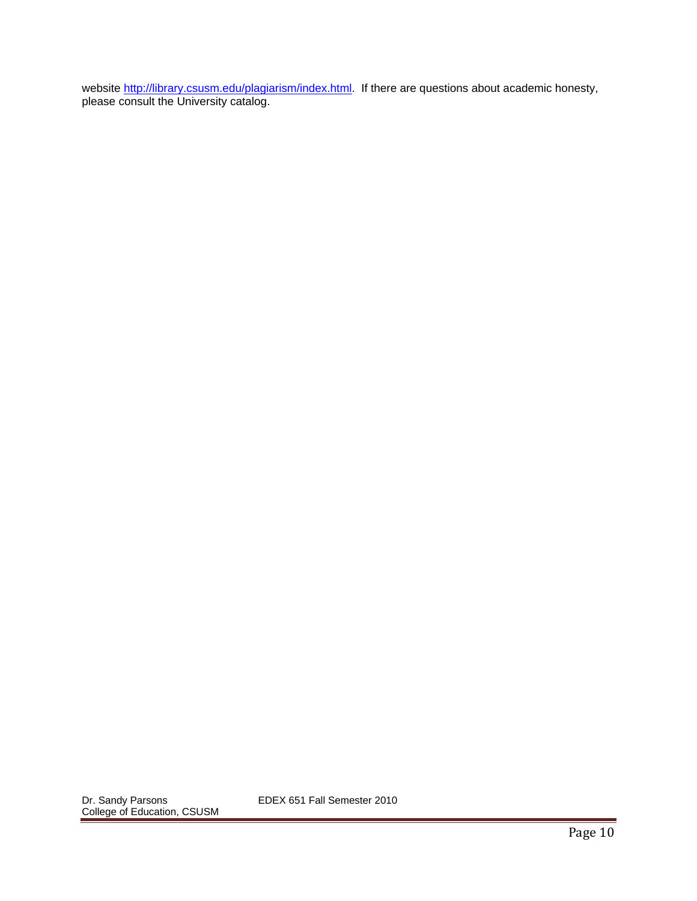website [http://library.csusm.edu/plagiarism/index.html](http://library.csusm.edu/plagiarism/index.html). If there are questions about academic honesty, please consult the University catalog.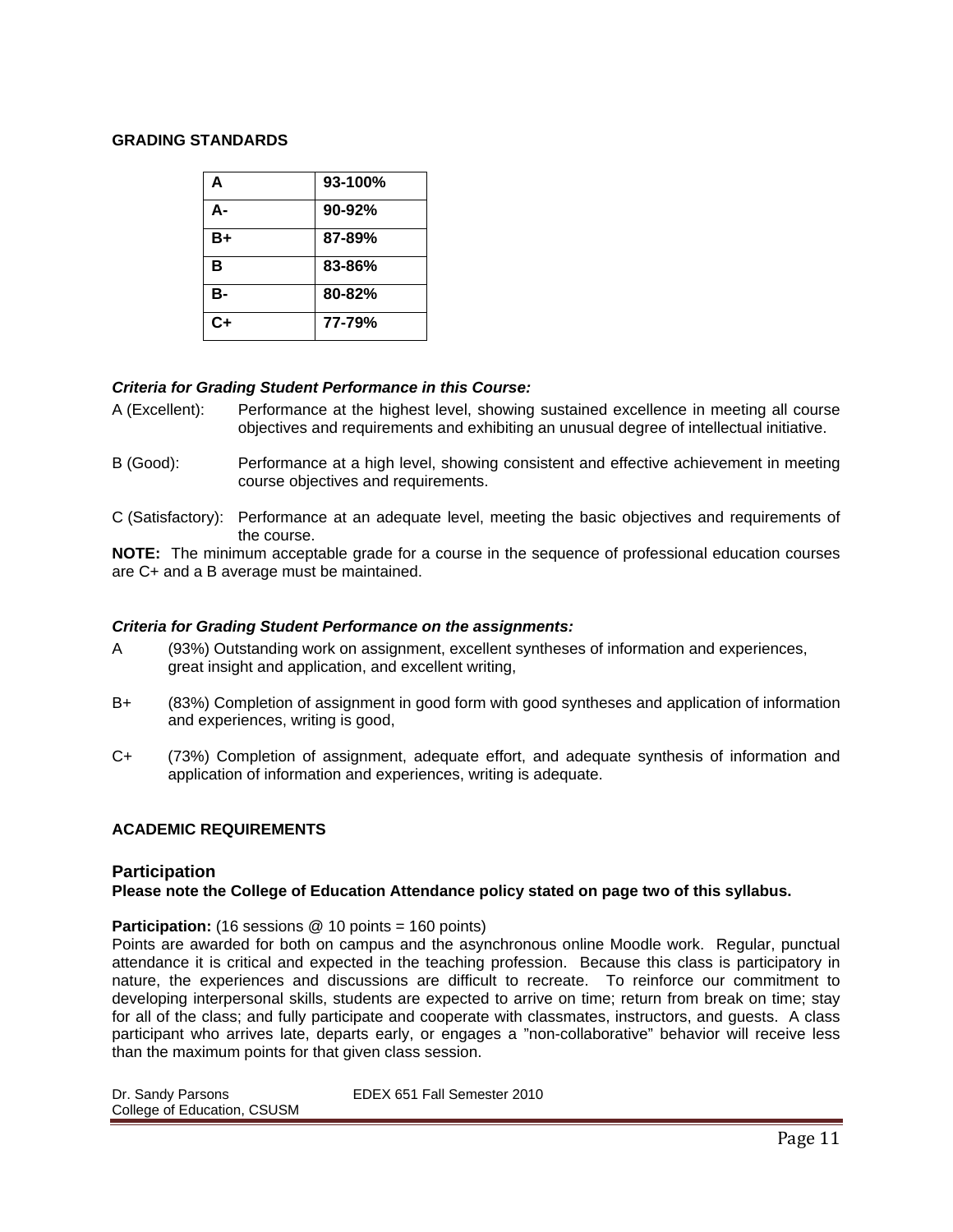## GRADING STANDARDS

| A | 93-100% |
|---|---|
| A- | 90-92% |
| B+ | 87-89% |
| B | 83-86% |
| B- | 80-82% |
| C+ | 77-79% |

***Criteria for Grading Student Performance in this Course:***

A (Excellent): Performance at the highest level, showing sustained excellence in meeting all course objectives and requirements and exhibiting an unusual degree of intellectual initiative.

B (Good): Performance at a high level, showing consistent and effective achievement in meeting course objectives and requirements.

C (Satisfactory): Performance at an adequate level, meeting the basic objectives and requirements of the course.

**NOTE:** The minimum acceptable grade for a course in the sequence of professional education courses are C+ and a B average must be maintained.

***Criteria for Grading Student Performance on the assignments:***

A (93%) Outstanding work on assignment, excellent syntheses of information and experiences, great insight and application, and excellent writing,

B+ (83%) Completion of assignment in good form with good syntheses and application of information and experiences, writing is good,

C+ (73%) Completion of assignment, adequate effort, and adequate synthesis of information and application of information and experiences, writing is adequate.

## ACADEMIC REQUIREMENTS

### Participation

**Please note the College of Education Attendance policy stated on page two of this syllabus.**

**Participation:** (16 sessions @ 10 points = 160 points)
Points are awarded for both on campus and the asynchronous online Moodle work. Regular, punctual attendance it is critical and expected in the teaching profession. Because this class is participatory in nature, the experiences and discussions are difficult to recreate. To reinforce our commitment to developing interpersonal skills, students are expected to arrive on time; return from break on time; stay for all of the class; and fully participate and cooperate with classmates, instructors, and guests. A class participant who arrives late, departs early, or engages a "non-collaborative" behavior will receive less than the maximum points for that given class session.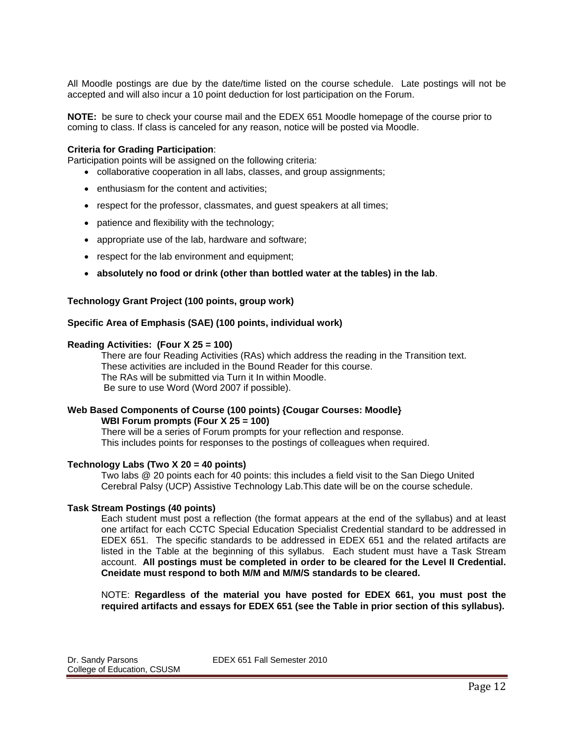All Moodle postings are due by the date/time listed on the course schedule. Late postings will not be accepted and will also incur a 10 point deduction for lost participation on the Forum.

**NOTE:** be sure to check your course mail and the EDEX 651 Moodle homepage of the course prior to coming to class. If class is canceled for any reason, notice will be posted via Moodle.

**Criteria for Grading Participation**:

Participation points will be assigned on the following criteria:

- collaborative cooperation in all labs, classes, and group assignments;
- enthusiasm for the content and activities;
- respect for the professor, classmates, and guest speakers at all times;
- patience and flexibility with the technology;
- appropriate use of the lab, hardware and software;
- respect for the lab environment and equipment;
- **absolutely no food or drink (other than bottled water at the tables) in the lab**.

**Technology Grant Project (100 points, group work)**

**Specific Area of Emphasis (SAE) (100 points, individual work)**

**Reading Activities: (Four X 25 = 100)**

There are four Reading Activities (RAs) which address the reading in the Transition text. These activities are included in the Bound Reader for this course. The RAs will be submitted via Turn it In within Moodle. Be sure to use Word (Word 2007 if possible).

**Web Based Components of Course (100 points) {Cougar Courses: Moodle}**

**WBI Forum prompts (Four X 25 = 100)**

There will be a series of Forum prompts for your reflection and response. This includes points for responses to the postings of colleagues when required.

**Technology Labs (Two X 20 = 40 points)**

Two labs @ 20 points each for 40 points: this includes a field visit to the San Diego United Cerebral Palsy (UCP) Assistive Technology Lab.This date will be on the course schedule.

**Task Stream Postings (40 points)**

Each student must post a reflection (the format appears at the end of the syllabus) and at least one artifact for each CCTC Special Education Specialist Credential standard to be addressed in EDEX 651. The specific standards to be addressed in EDEX 651 and the related artifacts are listed in the Table at the beginning of this syllabus. Each student must have a Task Stream account. **All postings must be completed in order to be cleared for the Level II Credential. Cneidate must respond to both M/M and M/M/S standards to be cleared.**

NOTE: **Regardless of the material you have posted for EDEX 661, you must post the required artifacts and essays for EDEX 651 (see the Table in prior section of this syllabus).**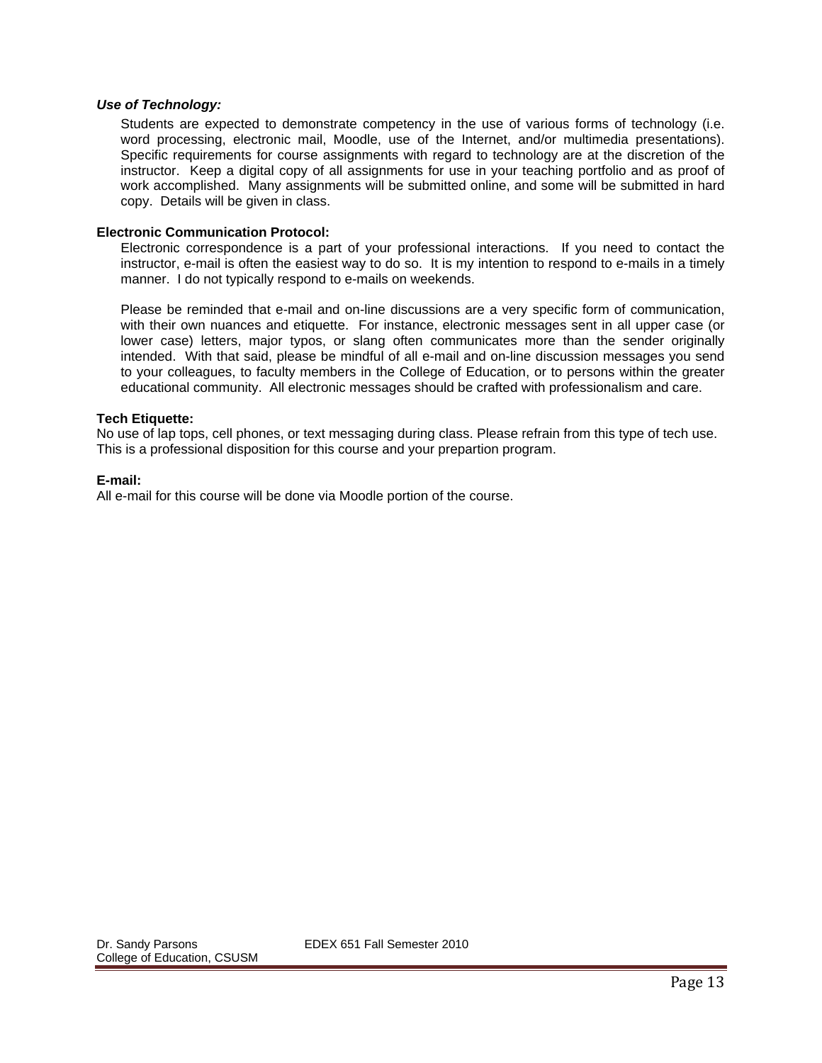***Use of Technology:***

Students are expected to demonstrate competency in the use of various forms of technology (i.e. word processing, electronic mail, Moodle, use of the Internet, and/or multimedia presentations). Specific requirements for course assignments with regard to technology are at the discretion of the instructor. Keep a digital copy of all assignments for use in your teaching portfolio and as proof of work accomplished. Many assignments will be submitted online, and some will be submitted in hard copy. Details will be given in class.

**Electronic Communication Protocol:**

Electronic correspondence is a part of your professional interactions. If you need to contact the instructor, e-mail is often the easiest way to do so. It is my intention to respond to e-mails in a timely manner. I do not typically respond to e-mails on weekends.

Please be reminded that e-mail and on-line discussions are a very specific form of communication, with their own nuances and etiquette. For instance, electronic messages sent in all upper case (or lower case) letters, major typos, or slang often communicates more than the sender originally intended. With that said, please be mindful of all e-mail and on-line discussion messages you send to your colleagues, to faculty members in the College of Education, or to persons within the greater educational community. All electronic messages should be crafted with professionalism and care.

**Tech Etiquette:**

No use of lap tops, cell phones, or text messaging during class. Please refrain from this type of tech use. This is a professional disposition for this course and your prepartion program.

**E-mail:**

All e-mail for this course will be done via Moodle portion of the course.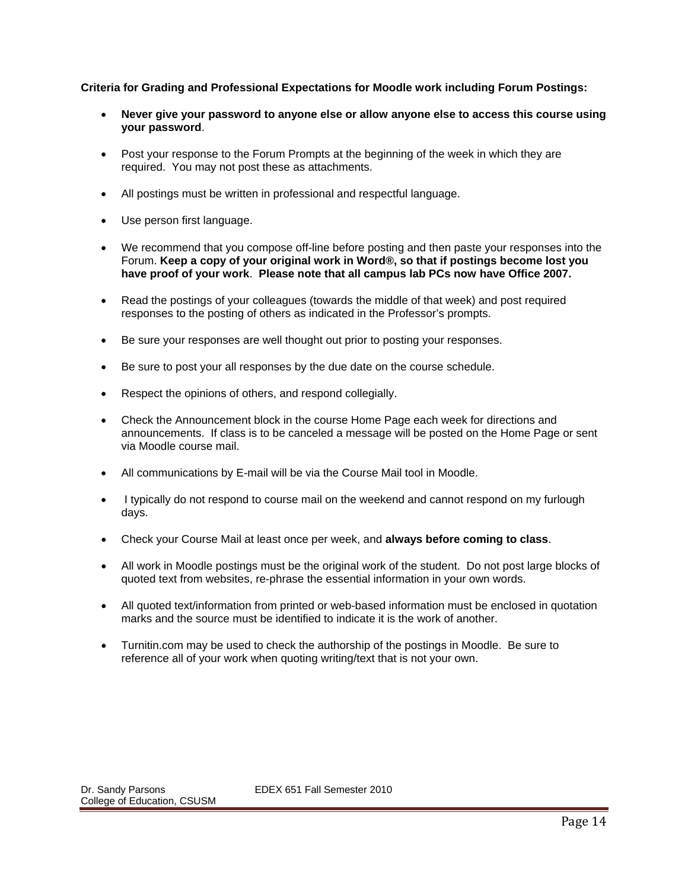**Criteria for Grading and Professional Expectations for Moodle work including Forum Postings:**

- **Never give your password to anyone else or allow anyone else to access this course using your password**.
- Post your response to the Forum Prompts at the beginning of the week in which they are required. You may not post these as attachments.
- All postings must be written in professional and respectful language.
- Use person first language.
- We recommend that you compose off-line before posting and then paste your responses into the Forum. **Keep a copy of your original work in Word®, so that if postings become lost you have proof of your work**. **Please note that all campus lab PCs now have Office 2007.**
- Read the postings of your colleagues (towards the middle of that week) and post required responses to the posting of others as indicated in the Professor's prompts.
- Be sure your responses are well thought out prior to posting your responses.
- Be sure to post your all responses by the due date on the course schedule.
- Respect the opinions of others, and respond collegially.
- Check the Announcement block in the course Home Page each week for directions and announcements. If class is to be canceled a message will be posted on the Home Page or sent via Moodle course mail.
- All communications by E-mail will be via the Course Mail tool in Moodle.
- I typically do not respond to course mail on the weekend and cannot respond on my furlough days.
- Check your Course Mail at least once per week, and **always before coming to class**.
- All work in Moodle postings must be the original work of the student. Do not post large blocks of quoted text from websites, re-phrase the essential information in your own words.
- All quoted text/information from printed or web-based information must be enclosed in quotation marks and the source must be identified to indicate it is the work of another.
- Turnitin.com may be used to check the authorship of the postings in Moodle. Be sure to reference all of your work when quoting writing/text that is not your own.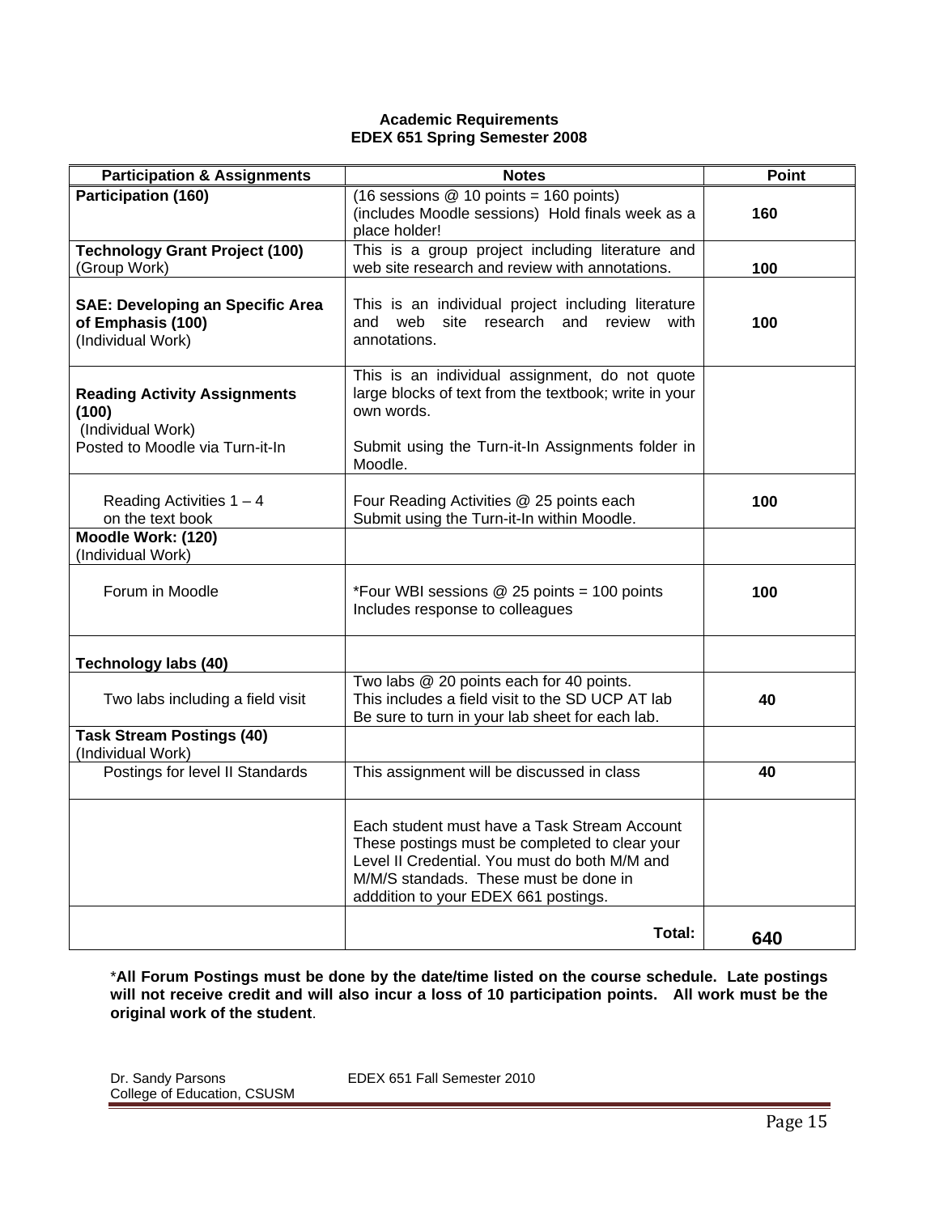**Academic Requirements**
**EDEX 651 Spring Semester 2008**

| Participation & Assignments | Notes | Point |
|---|---|---|
| **Participation (160)** | (16 sessions @ 10 points = 160 points) (includes Moodle sessions) Hold finals week as a place holder! | **160** |
| **Technology Grant Project (100)** (Group Work) | This is a group project including literature and web site research and review with annotations. | **100** |
| **SAE: Developing an Specific Area of Emphasis (100)** (Individual Work) | This is an individual project including literature and web site research and review with annotations. | **100** |
| **Reading Activity Assignments (100)** (Individual Work) Posted to Moodle via Turn-it-In | This is an individual assignment, do not quote large blocks of text from the textbook; write in your own words. Submit using the Turn-it-In Assignments folder in Moodle. | |
| Reading Activities 1 – 4 on the text book | Four Reading Activities @ 25 points each Submit using the Turn-it-In within Moodle. | **100** |
| **Moodle Work: (120)** (Individual Work) | | |
| Forum in Moodle | *Four WBI sessions @ 25 points = 100 points Includes response to colleagues | **100** |
| **Technology labs (40)** | | |
| Two labs including a field visit | Two labs @ 20 points each for 40 points. This includes a field visit to the SD UCP AT lab Be sure to turn in your lab sheet for each lab. | **40** |
| **Task Stream Postings (40)** (Individual Work) | | |
| Postings for level II Standards | This assignment will be discussed in class | **40** |
| | Each student must have a Task Stream Account These postings must be completed to clear your Level II Credential. You must do both M/M and M/M/S standads. These must be done in adddition to your EDEX 661 postings. | |
| | **Total:** | **640** |

\***All Forum Postings must be done by the date/time listed on the course schedule. Late postings will not receive credit and will also incur a loss of 10 participation points. All work must be the original work of the student**.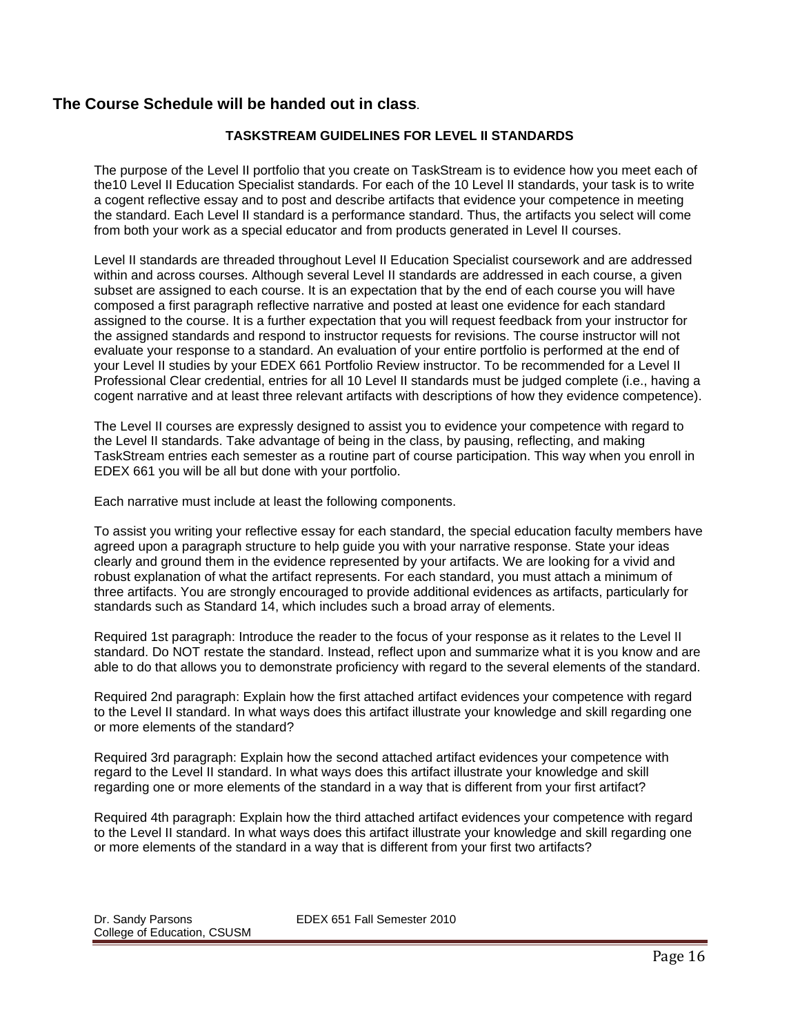**The Course Schedule will be handed out in class**.

### TASKSTREAM GUIDELINES FOR LEVEL II STANDARDS

The purpose of the Level II portfolio that you create on TaskStream is to evidence how you meet each of the10 Level II Education Specialist standards. For each of the 10 Level II standards, your task is to write a cogent reflective essay and to post and describe artifacts that evidence your competence in meeting the standard. Each Level II standard is a performance standard. Thus, the artifacts you select will come from both your work as a special educator and from products generated in Level II courses.

Level II standards are threaded throughout Level II Education Specialist coursework and are addressed within and across courses. Although several Level II standards are addressed in each course, a given subset are assigned to each course. It is an expectation that by the end of each course you will have composed a first paragraph reflective narrative and posted at least one evidence for each standard assigned to the course. It is a further expectation that you will request feedback from your instructor for the assigned standards and respond to instructor requests for revisions. The course instructor will not evaluate your response to a standard. An evaluation of your entire portfolio is performed at the end of your Level II studies by your EDEX 661 Portfolio Review instructor. To be recommended for a Level II Professional Clear credential, entries for all 10 Level II standards must be judged complete (i.e., having a cogent narrative and at least three relevant artifacts with descriptions of how they evidence competence).

The Level II courses are expressly designed to assist you to evidence your competence with regard to the Level II standards. Take advantage of being in the class, by pausing, reflecting, and making TaskStream entries each semester as a routine part of course participation. This way when you enroll in EDEX 661 you will be all but done with your portfolio.

Each narrative must include at least the following components.

To assist you writing your reflective essay for each standard, the special education faculty members have agreed upon a paragraph structure to help guide you with your narrative response. State your ideas clearly and ground them in the evidence represented by your artifacts. We are looking for a vivid and robust explanation of what the artifact represents. For each standard, you must attach a minimum of three artifacts. You are strongly encouraged to provide additional evidences as artifacts, particularly for standards such as Standard 14, which includes such a broad array of elements.

Required 1st paragraph: Introduce the reader to the focus of your response as it relates to the Level II standard. Do NOT restate the standard. Instead, reflect upon and summarize what it is you know and are able to do that allows you to demonstrate proficiency with regard to the several elements of the standard.

Required 2nd paragraph: Explain how the first attached artifact evidences your competence with regard to the Level II standard. In what ways does this artifact illustrate your knowledge and skill regarding one or more elements of the standard?

Required 3rd paragraph: Explain how the second attached artifact evidences your competence with regard to the Level II standard. In what ways does this artifact illustrate your knowledge and skill regarding one or more elements of the standard in a way that is different from your first artifact?

Required 4th paragraph: Explain how the third attached artifact evidences your competence with regard to the Level II standard. In what ways does this artifact illustrate your knowledge and skill regarding one or more elements of the standard in a way that is different from your first two artifacts?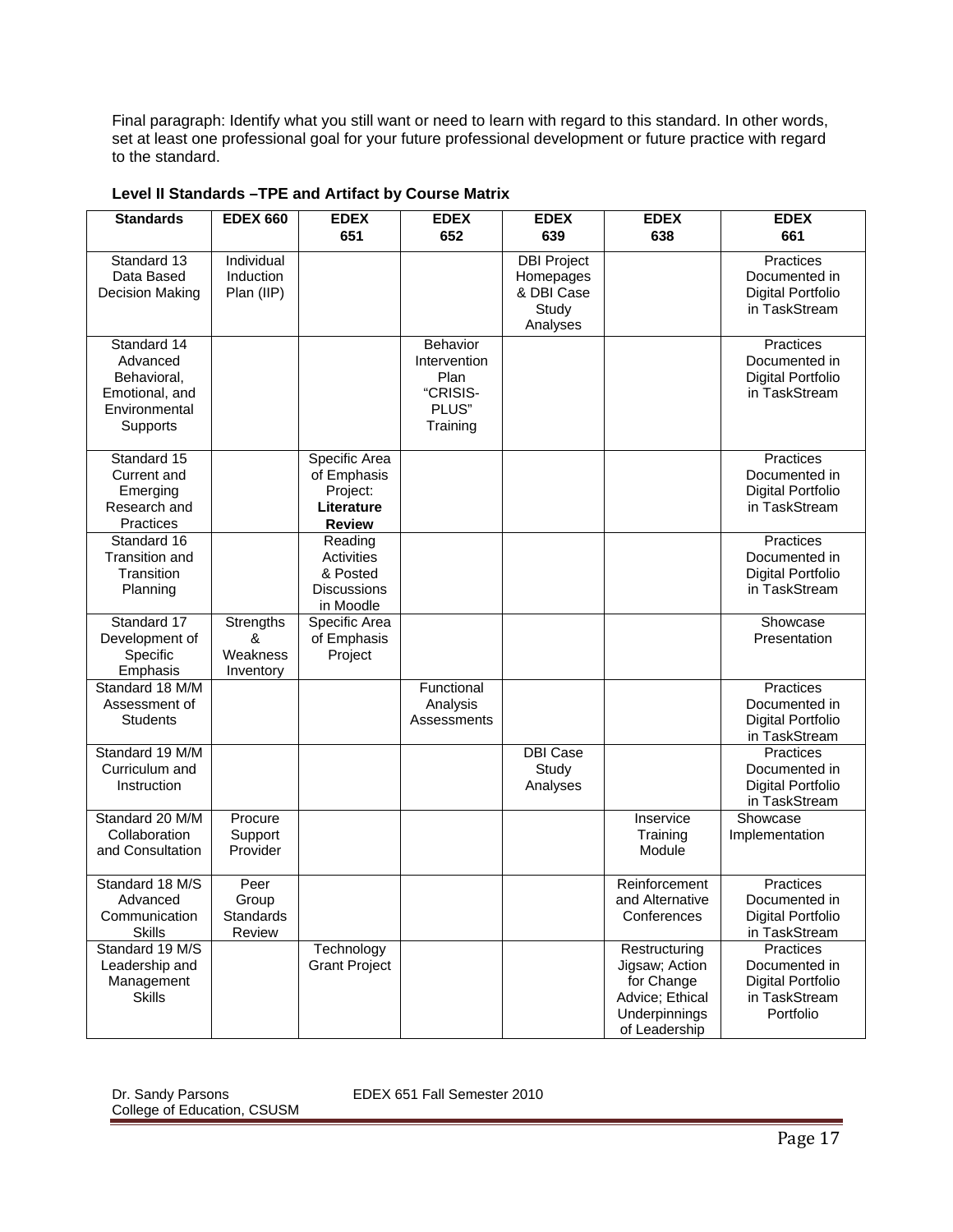Final paragraph: Identify what you still want or need to learn with regard to this standard. In other words, set at least one professional goal for your future professional development or future practice with regard to the standard.

**Level II Standards –TPE and Artifact by Course Matrix**

| **Standards** | **EDEX 660** | **EDEX 651** | **EDEX 652** | **EDEX 639** | **EDEX 638** | **EDEX 661** |
|---|---|---|---|---|---|---|
| Standard 13 Data Based Decision Making | Individual Induction Plan (IIP) | | | DBI Project Homepages & DBI Case Study Analyses | | Practices Documented in Digital Portfolio in TaskStream |
| Standard 14 Advanced Behavioral, Emotional, and Environmental Supports | | | Behavior Intervention Plan "CRISIS-PLUS" Training | | | Practices Documented in Digital Portfolio in TaskStream |
| Standard 15 Current and Emerging Research and Practices | | Specific Area of Emphasis Project: **Literature Review** | | | | Practices Documented in Digital Portfolio in TaskStream |
| Standard 16 Transition and Transition Planning | | Reading Activities & Posted Discussions in Moodle | | | | Practices Documented in Digital Portfolio in TaskStream |
| Standard 17 Development of Specific Emphasis | Strengths & Weakness Inventory | Specific Area of Emphasis Project | | | | Showcase Presentation |
| Standard 18 M/M Assessment of Students | | | Functional Analysis Assessments | | | Practices Documented in Digital Portfolio in TaskStream |
| Standard 19 M/M Curriculum and Instruction | | | | DBI Case Study Analyses | | Practices Documented in Digital Portfolio in TaskStream |
| Standard 20 M/M Collaboration and Consultation | Procure Support Provider | | | | Inservice Training Module | Showcase Implementation |
| Standard 18 M/S Advanced Communication Skills | Peer Group Standards Review | | | | Reinforcement and Alternative Conferences | Practices Documented in Digital Portfolio in TaskStream |
| Standard 19 M/S Leadership and Management Skills | | Technology Grant Project | | | Restructuring Jigsaw; Action for Change Advice; Ethical Underpinnings of Leadership | Practices Documented in Digital Portfolio in TaskStream Portfolio |